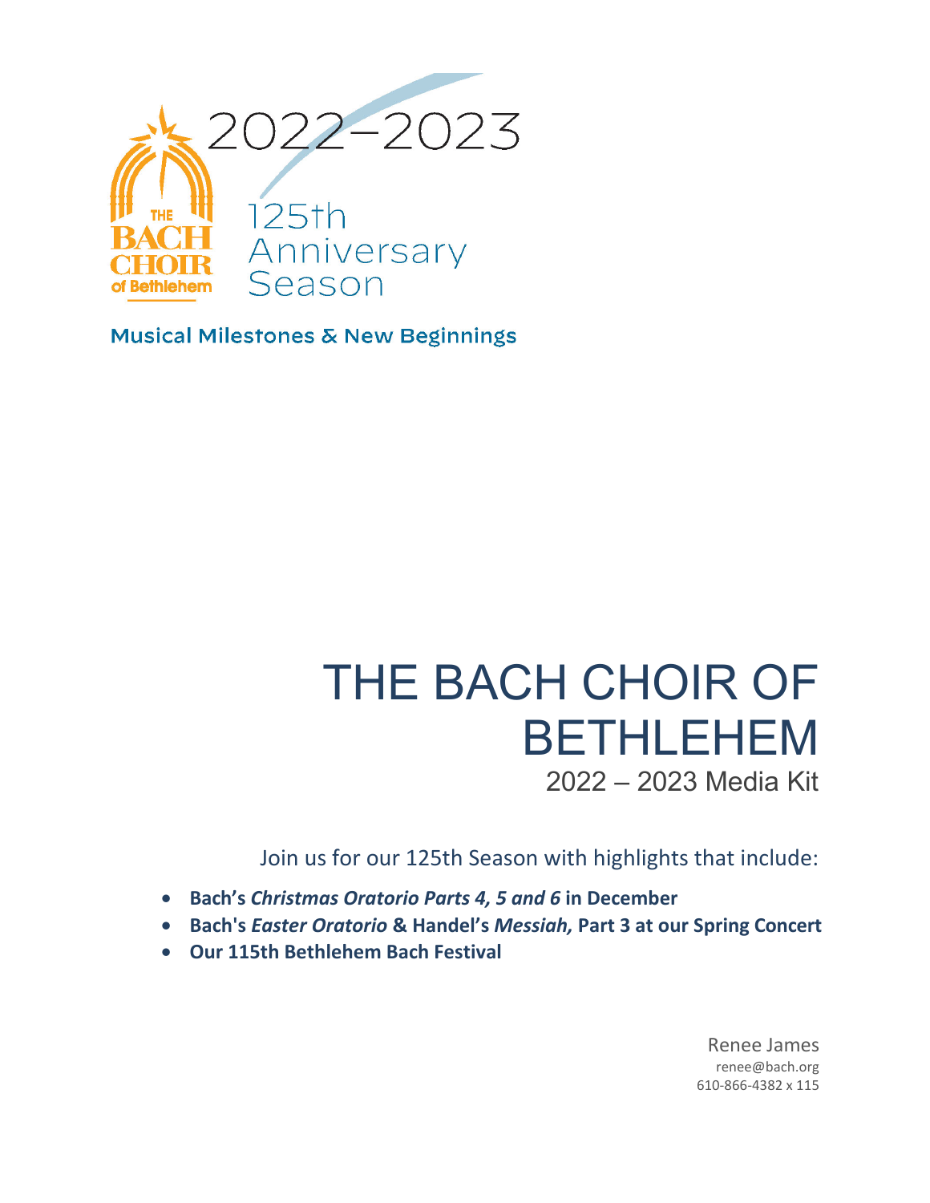THE BACH CHOIR of Bethlehem

2022–2023

125th Anniversary Season

Musical Milestones & New Beginnings

# THE BACH CHOIR OF BETHLEHEM

## 2022 – 2023 Media Kit

Join us for our 125th Season with highlights that include:

- **Bach's *Christmas Oratorio Parts 4, 5 and 6* in December**
- **Bach's *Easter Oratorio* & Handel's *Messiah,* Part 3 at our Spring Concert**
- **Our 115th Bethlehem Bach Festival**

Renee James
renee@bach.org
610-866-4382 x 115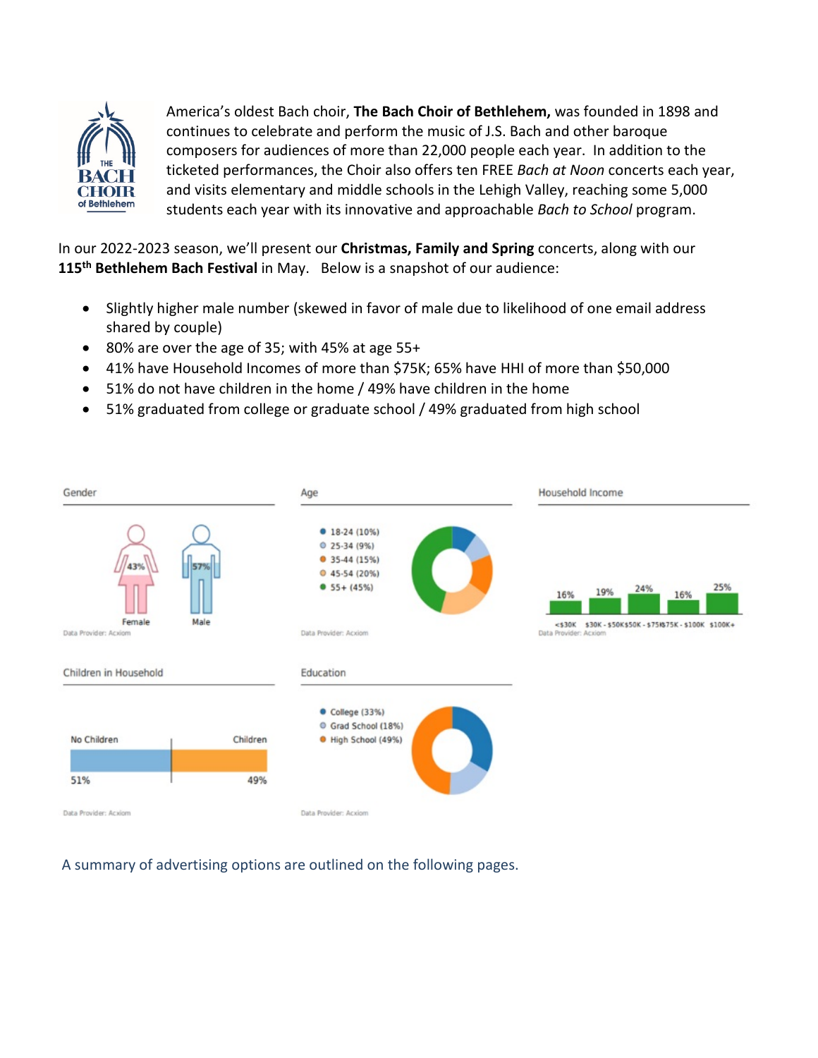America's oldest Bach choir, **The Bach Choir of Bethlehem,** was founded in 1898 and continues to celebrate and perform the music of J.S. Bach and other baroque composers for audiences of more than 22,000 people each year. In addition to the ticketed performances, the Choir also offers ten FREE *Bach at Noon* concerts each year, and visits elementary and middle schools in the Lehigh Valley, reaching some 5,000 students each year with its innovative and approachable *Bach to School* program.

In our 2022-2023 season, we'll present our **Christmas, Family and Spring** concerts, along with our **115th Bethlehem Bach Festival** in May. Below is a snapshot of our audience:

- Slightly higher male number (skewed in favor of male due to likelihood of one email address shared by couple)
- 80% are over the age of 35; with 45% at age 55+
- 41% have Household Incomes of more than $75K; 65% have HHI of more than $50,000
- 51% do not have children in the home / 49% have children in the home
- 51% graduated from college or graduate school / 49% graduated from high school

**Gender**

| Female | Male |
|---|---|
| 43% | 57% |

Data Provider: Acxiom

**Age**

| Age | % |
|---|---|
| 18-24 | 10% |
| 25-34 | 9% |
| 35-44 | 15% |
| 45-54 | 20% |
| 55+ | 45% |

Data Provider: Acxiom

**Household Income**

| <$30K | $30K - $50K | $50K - $75K | $75K - $100K | $100K+ |
|---|---|---|---|---|
| 16% | 19% | 24% | 16% | 25% |

Data Provider: Acxiom

**Children in Household**

| No Children | Children |
|---|---|
| 51% | 49% |

Data Provider: Acxiom

**Education**

| Education | % |
|---|---|
| College | 33% |
| Grad School | 18% |
| High School | 49% |

Data Provider: Acxiom

A summary of advertising options are outlined on the following pages.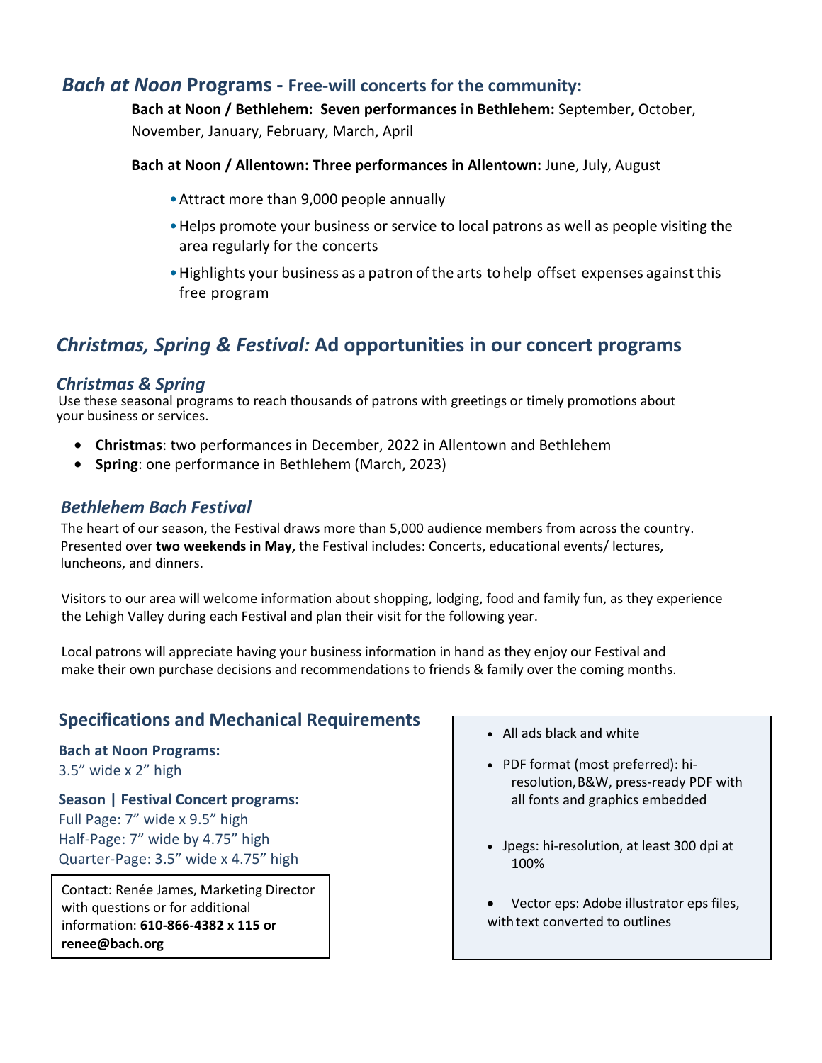## *Bach at Noon* Programs - Free-will concerts for the community:

**Bach at Noon / Bethlehem: Seven performances in Bethlehem:** September, October, November, January, February, March, April

**Bach at Noon / Allentown: Three performances in Allentown:** June, July, August

- Attract more than 9,000 people annually
- Helps promote your business or service to local patrons as well as people visiting the area regularly for the concerts
- Highlights your business as a patron of the arts to help offset expenses against this free program

## *Christmas, Spring & Festival:* Ad opportunities in our concert programs

### *Christmas & Spring*

Use these seasonal programs to reach thousands of patrons with greetings or timely promotions about your business or services.

- **Christmas**: two performances in December, 2022 in Allentown and Bethlehem
- **Spring**: one performance in Bethlehem (March, 2023)

### *Bethlehem Bach Festival*

The heart of our season, the Festival draws more than 5,000 audience members from across the country. Presented over **two weekends in May,** the Festival includes: Concerts, educational events/ lectures, luncheons, and dinners.

Visitors to our area will welcome information about shopping, lodging, food and family fun, as they experience the Lehigh Valley during each Festival and plan their visit for the following year.

Local patrons will appreciate having your business information in hand as they enjoy our Festival and make their own purchase decisions and recommendations to friends & family over the coming months.

## Specifications and Mechanical Requirements

**Bach at Noon Programs:**
3.5" wide x 2" high

**Season | Festival Concert programs:**
Full Page: 7" wide x 9.5" high
Half-Page: 7" wide by 4.75" high
Quarter-Page: 3.5" wide x 4.75" high

Contact: Renée James, Marketing Director with questions or for additional information: **610-866-4382 x 115 or renee@bach.org**

- All ads black and white
- PDF format (most preferred): hi-resolution, B&W, press-ready PDF with all fonts and graphics embedded
- Jpegs: hi-resolution, at least 300 dpi at 100%
- Vector eps: Adobe illustrator eps files, with text converted to outlines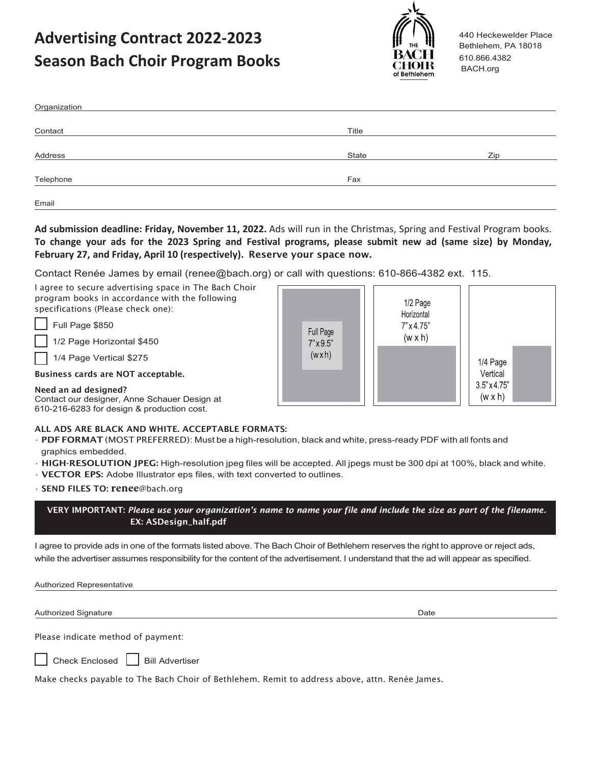# Advertising Contract 2022-2023 Season Bach Choir Program Books

THE BACH CHOIR of Bethlehem

440 Heckewelder Place
Bethlehem, PA 18018
610.866.4382
BACH.org

Organization

Contact | Title

Address | State | Zip

Telephone | Fax

Email

**Ad submission deadline: Friday, November 11, 2022.** Ads will run in the Christmas, Spring and Festival Program books. **To change your ads for the 2023 Spring and Festival programs, please submit new ad (same size) by Monday, February 27, and Friday, April 10 (respectively). Reserve your space now.**

Contact Renée James by email (renee@bach.org) or call with questions: 610-866-4382 ext. 115.

I agree to secure advertising space in The Bach Choir program books in accordance with the following specifications (Please check one):

- ☐ Full Page $850
- ☐ 1/2 Page Horizontal $450
- ☐ 1/4 Page Vertical $275

**Business cards are NOT acceptable.**

**Need an ad designed?**
Contact our designer, Anne Schauer Design at 610-216-6283 for design & production cost.

Full Page 7" x 9.5" (w x h)

1/2 Page Horizontal 7" x 4.75" (w x h)

1/4 Page Vertical 3.5" x 4.75" (w x h)

**ALL ADS ARE BLACK AND WHITE. ACCEPTABLE FORMATS:**

- **PDF FORMAT** (MOST PREFERRED): Must be a high-resolution, black and white, press-ready PDF with all fonts and graphics embedded.
- **HIGH-RESOLUTION JPEG:** High-resolution jpeg files will be accepted. All jpegs must be 300 dpi at 100%, black and white.
- **VECTOR EPS:** Adobe Illustrator eps files, with text converted to outlines.
- **SEND FILES TO: renee**@bach.org

**VERY IMPORTANT:** ***Please use your organization's name to name your file and include the size as part of the filename.***
**EX: ASDesign_half.pdf**

I agree to provide ads in one of the formats listed above. The Bach Choir of Bethlehem reserves the right to approve or reject ads, while the advertiser assumes responsibility for the content of the advertisement. I understand that the ad will appear as specified.

Authorized Representative

Authorized Signature | Date

Please indicate method of payment:

☐ Check Enclosed ☐ Bill Advertiser

Make checks payable to The Bach Choir of Bethlehem. Remit to address above, attn. Renée James.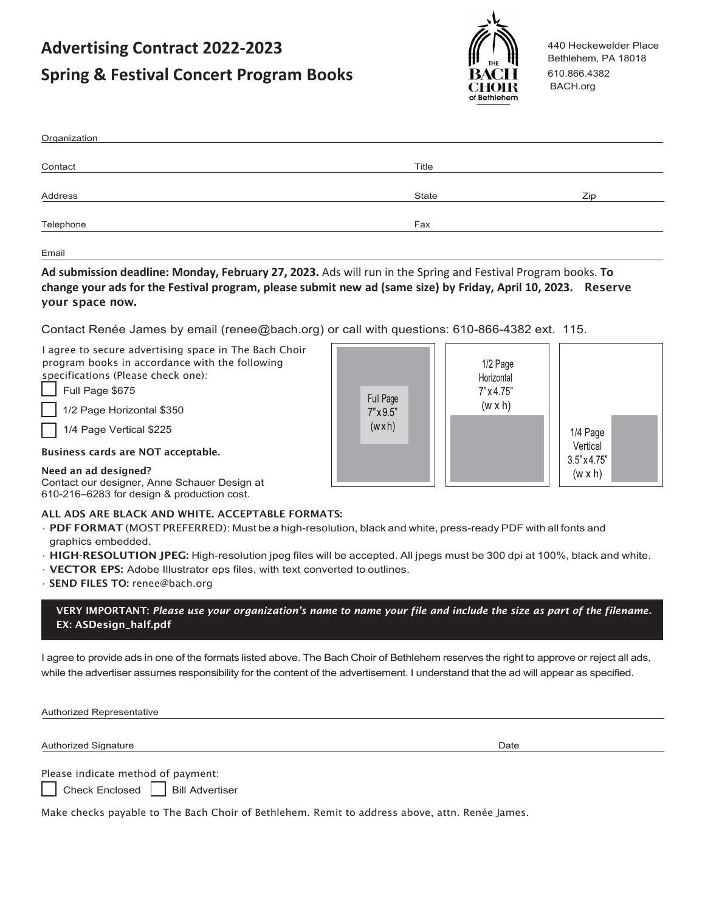# Advertising Contract 2022-2023

## Spring & Festival Concert Program Books

THE BACH CHOIR of Bethlehem

440 Heckewelder Place
Bethlehem, PA 18018
610.866.4382
BACH.org

Organization ____________________

Contact ____________________ Title ____________________

Address ____________________ State ____________ Zip ____________

Telephone ____________________ Fax ____________________

Email ____________________

**Ad submission deadline: Monday, February 27, 2023.** Ads will run in the Spring and Festival Program books. **To change your ads for the Festival program, please submit new ad (same size) by Friday, April 10, 2023. Reserve your space now.**

Contact Renée James by email (renee@bach.org) or call with questions: 610-866-4382 ext. 115.

I agree to secure advertising space in The Bach Choir program books in accordance with the following specifications (Please check one):

- ☐ Full Page $675
- ☐ 1/2 Page Horizontal $350
- ☐ 1/4 Page Vertical $225

Full Page 7" x 9.5" (w x h)

1/2 Page Horizontal 7" x 4.75" (w x h)

1/4 Page Vertical 3.5" x 4.75" (w x h)

**Business cards are NOT acceptable.**

**Need an ad designed?**
Contact our designer, Anne Schauer Design at 610-216–6283 for design & production cost.

**ALL ADS ARE BLACK AND WHITE. ACCEPTABLE FORMATS:**

- **PDF FORMAT** (MOST PREFERRED): Must be a high-resolution, black and white, press-ready PDF with all fonts and graphics embedded.
- **HIGH-RESOLUTION JPEG:** High-resolution jpeg files will be accepted. All jpegs must be 300 dpi at 100%, black and white.
- **VECTOR EPS:** Adobe Illustrator eps files, with text converted to outlines.
- **SEND FILES TO:** renee@bach.org

**VERY IMPORTANT:** ***Please use your organization's name to name your file and include the size as part of the filename.*** **EX: ASDesign_half.pdf**

I agree to provide ads in one of the formats listed above. The Bach Choir of Bethlehem reserves the right to approve or reject all ads, while the advertiser assumes responsibility for the content of the advertisement. I understand that the ad will appear as specified.

Authorized Representative ____________________

Authorized Signature ____________________ Date ____________

Please indicate method of payment:

☐ Check Enclosed ☐ Bill Advertiser

Make checks payable to The Bach Choir of Bethlehem. Remit to address above, attn. Renée James.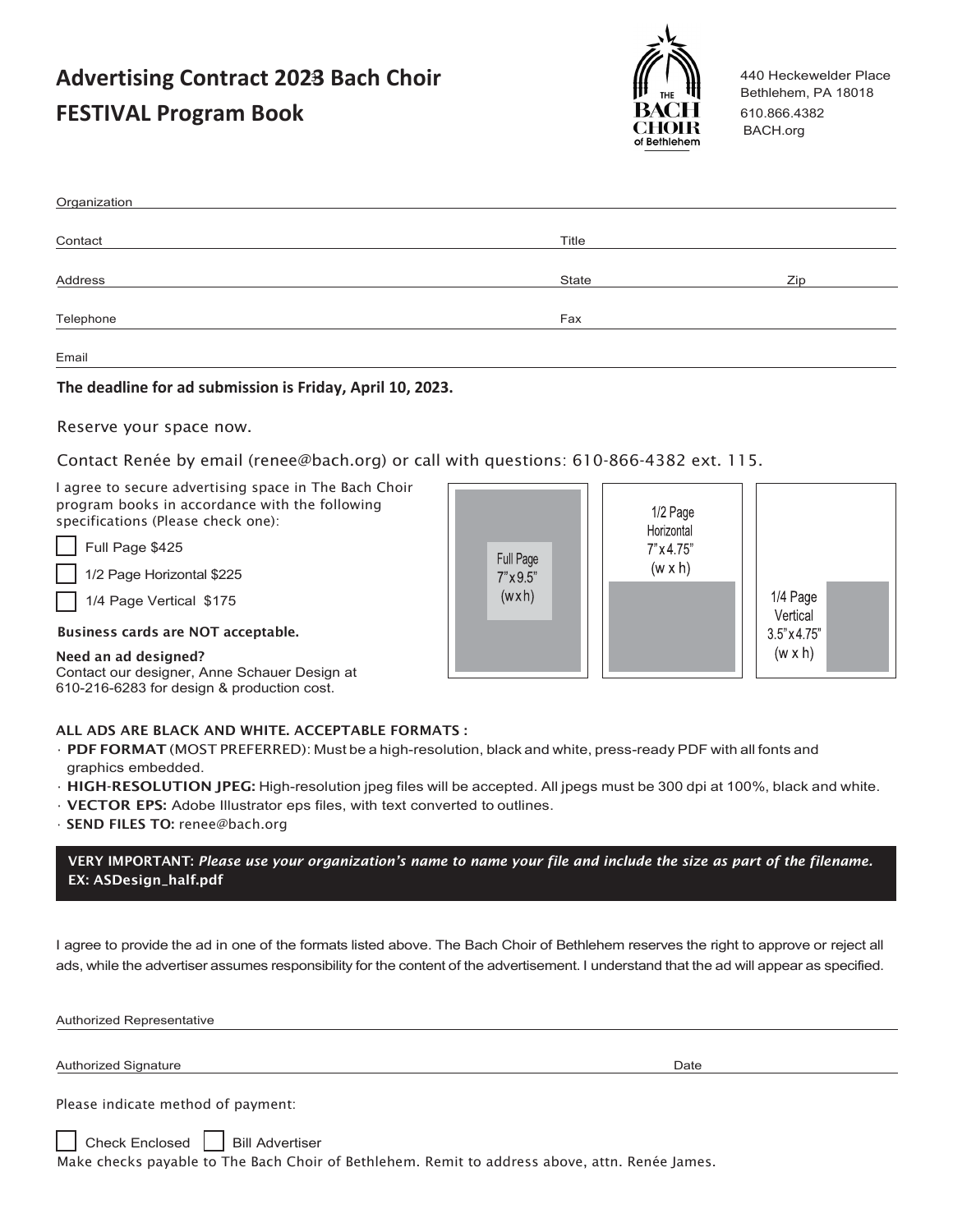# Advertising Contract 2023 Bach Choir FESTIVAL Program Book

440 Heckewelder Place
Bethlehem, PA 18018
610.866.4382
BACH.org

Organization ______________________________

Contact ______________________________ Title ______________________________

Address ______________________________ State ______________ Zip ______________

Telephone ______________________________ Fax ______________________________

Email ______________________________

**The deadline for ad submission is Friday, April 10, 2023.**

Reserve your space now.

Contact Renée by email (renee@bach.org) or call with questions: 610-866-4382 ext. 115.

I agree to secure advertising space in The Bach Choir program books in accordance with the following specifications (Please check one):

- ☐ Full Page $425
- ☐ 1/2 Page Horizontal $225
- ☐ 1/4 Page Vertical $175

Full Page 7" x 9.5" (w x h)

1/2 Page Horizontal 7" x 4.75" (w x h)

1/4 Page Vertical 3.5" x 4.75" (w x h)

**Business cards are NOT acceptable.**

**Need an ad designed?**
Contact our designer, Anne Schauer Design at 610-216-6283 for design & production cost.

**ALL ADS ARE BLACK AND WHITE. ACCEPTABLE FORMATS :**

- **PDF FORMAT** (MOST PREFERRED): Must be a high-resolution, black and white, press-ready PDF with all fonts and graphics embedded.
- **HIGH-RESOLUTION JPEG:** High-resolution jpeg files will be accepted. All jpegs must be 300 dpi at 100%, black and white.
- **VECTOR EPS:** Adobe Illustrator eps files, with text converted to outlines.
- **SEND FILES TO:** renee@bach.org

**VERY IMPORTANT:** ***Please use your organization's name to name your file and include the size as part of the filename.***
**EX: ASDesign_half.pdf**

I agree to provide the ad in one of the formats listed above. The Bach Choir of Bethlehem reserves the right to approve or reject all ads, while the advertiser assumes responsibility for the content of the advertisement. I understand that the ad will appear as specified.

Authorized Representative ______________________________

Authorized Signature ______________________________ Date ______________

Please indicate method of payment:

☐ Check Enclosed ☐ Bill Advertiser

Make checks payable to The Bach Choir of Bethlehem. Remit to address above, attn. Renée James.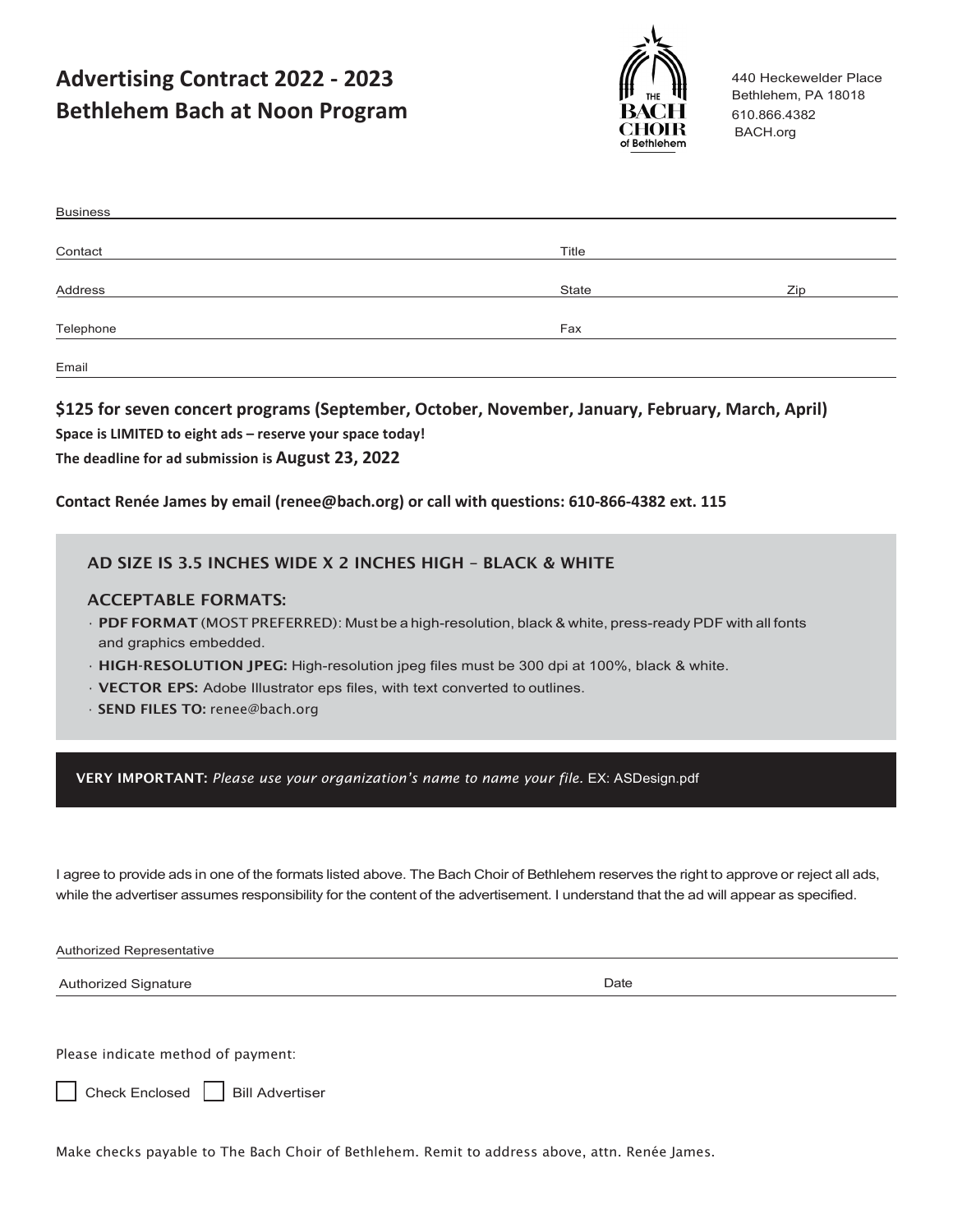# Advertising Contract 2022 - 2023
# Bethlehem Bach at Noon Program

THE BACH CHOIR of Bethlehem

440 Heckewelder Place
Bethlehem, PA 18018
610.866.4382
BACH.org

Business ____________________

Contact ____________________ Title ____________________

Address ____________________ State ____________ Zip ________

Telephone ____________________ Fax ____________________

Email ____________________

**$125 for seven concert programs (September, October, November, January, February, March, April)**

**Space is LIMITED to eight ads – reserve your space today!**

**The deadline for ad submission is August 23, 2022**

**Contact Renée James by email (renee@bach.org) or call with questions: 610-866-4382 ext. 115**

### AD SIZE IS 3.5 INCHES WIDE X 2 INCHES HIGH – BLACK & WHITE

### ACCEPTABLE FORMATS:

- **PDF FORMAT** (MOST PREFERRED): Must be a high-resolution, black & white, press-ready PDF with all fonts and graphics embedded.
- **HIGH-RESOLUTION JPEG:** High-resolution jpeg files must be 300 dpi at 100%, black & white.
- **VECTOR EPS:** Adobe Illustrator eps files, with text converted to outlines.
- **SEND FILES TO:** renee@bach.org

**VERY IMPORTANT:** *Please use your organization's name to name your file.* EX: ASDesign.pdf

I agree to provide ads in one of the formats listed above. The Bach Choir of Bethlehem reserves the right to approve or reject all ads, while the advertiser assumes responsibility for the content of the advertisement. I understand that the ad will appear as specified.

Authorized Representative ____________________

Authorized Signature ____________________ Date ____________

Please indicate method of payment:

☐ Check Enclosed ☐ Bill Advertiser

Make checks payable to The Bach Choir of Bethlehem. Remit to address above, attn. Renée James.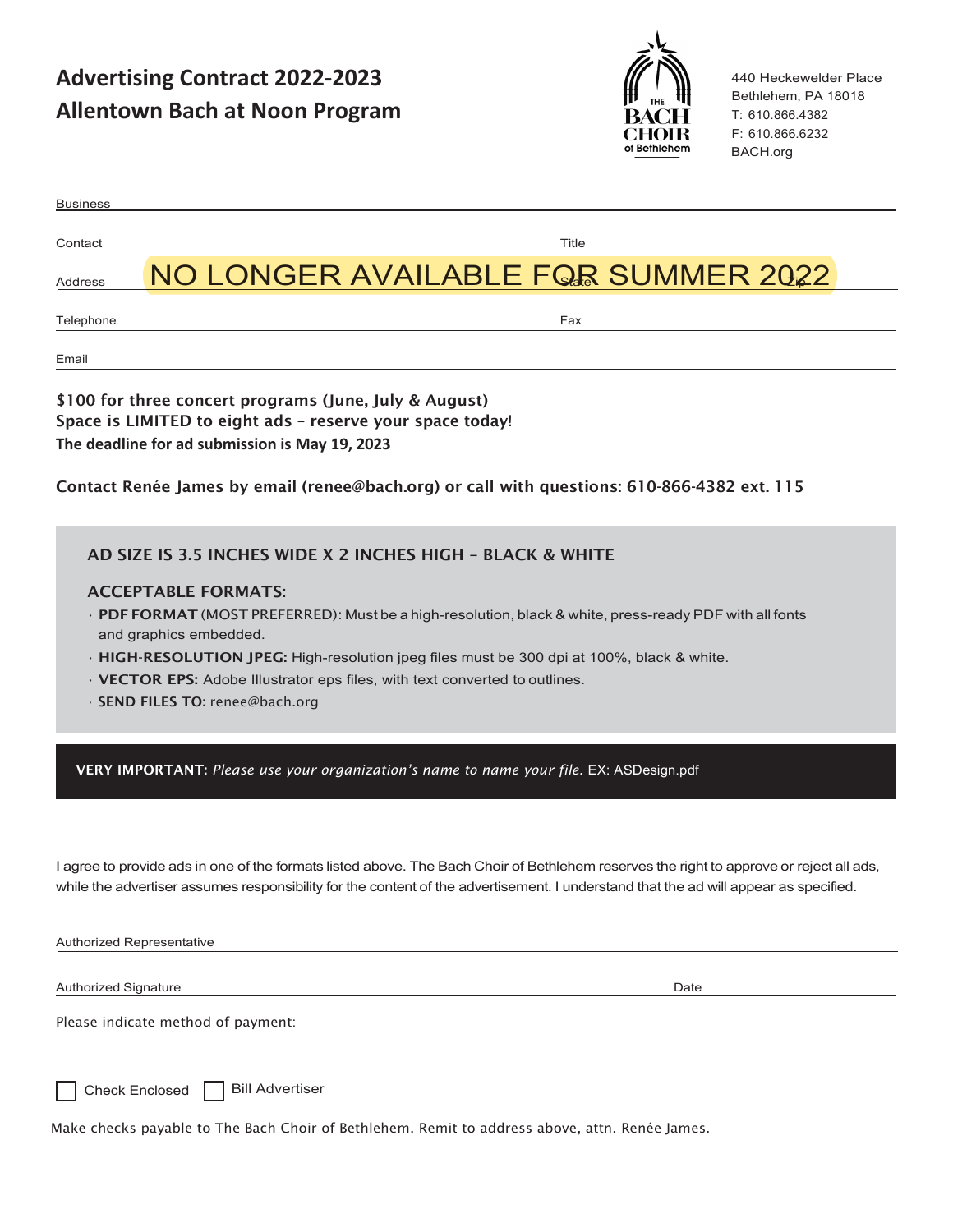# Advertising Contract 2022-2023
# Allentown Bach at Noon Program

THE BACH CHOIR of Bethlehem

440 Heckewelder Place
Bethlehem, PA 18018
T: 610.866.4382
F: 610.866.6232
BACH.org

Business ______________________________________________

Contact ______________________ Title ______________________

Address ______________________ State ______ Zip ______

NO LONGER AVAILABLE FOR SUMMER 2022

Telephone ______________________ Fax ______________________

Email ______________________________________________

**$100 for three concert programs (June, July & August)**
**Space is LIMITED to eight ads – reserve your space today!**
**The deadline for ad submission is May 19, 2023**

**Contact Renée James by email (renee@bach.org) or call with questions: 610-866-4382 ext. 115**

### AD SIZE IS 3.5 INCHES WIDE X 2 INCHES HIGH – BLACK & WHITE

### ACCEPTABLE FORMATS:

- **PDF FORMAT** (MOST PREFERRED): Must be a high-resolution, black & white, press-ready PDF with all fonts and graphics embedded.
- **HIGH-RESOLUTION JPEG:** High-resolution jpeg files must be 300 dpi at 100%, black & white.
- **VECTOR EPS:** Adobe Illustrator eps files, with text converted to outlines.
- **SEND FILES TO:** renee@bach.org

**VERY IMPORTANT:** *Please use your organization's name to name your file.* EX: ASDesign.pdf

I agree to provide ads in one of the formats listed above. The Bach Choir of Bethlehem reserves the right to approve or reject all ads, while the advertiser assumes responsibility for the content of the advertisement. I understand that the ad will appear as specified.

Authorized Representative ______________________________________________

Authorized Signature ______________________ Date ______________________

Please indicate method of payment:

☐ Check Enclosed ☐ Bill Advertiser

Make checks payable to The Bach Choir of Bethlehem. Remit to address above, attn. Renée James.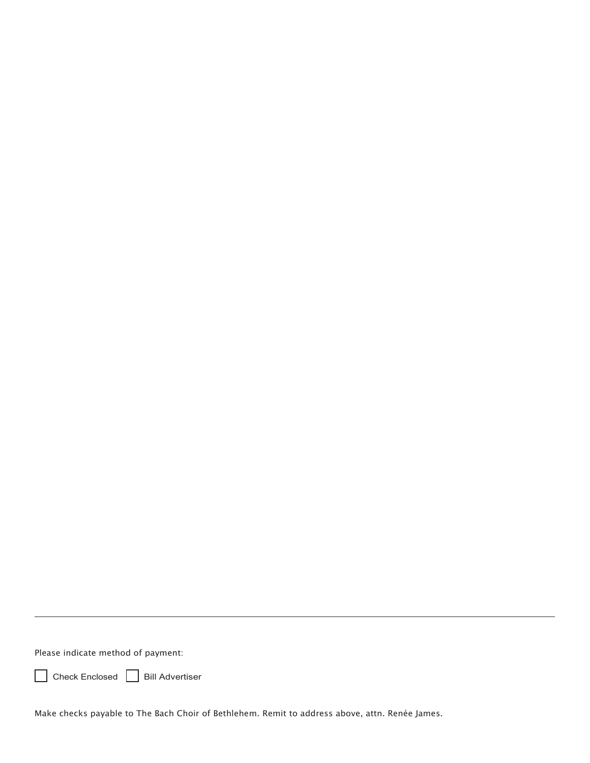---

Please indicate method of payment:

☐ Check Enclosed ☐ Bill Advertiser

Make checks payable to The Bach Choir of Bethlehem. Remit to address above, attn. Renée James.